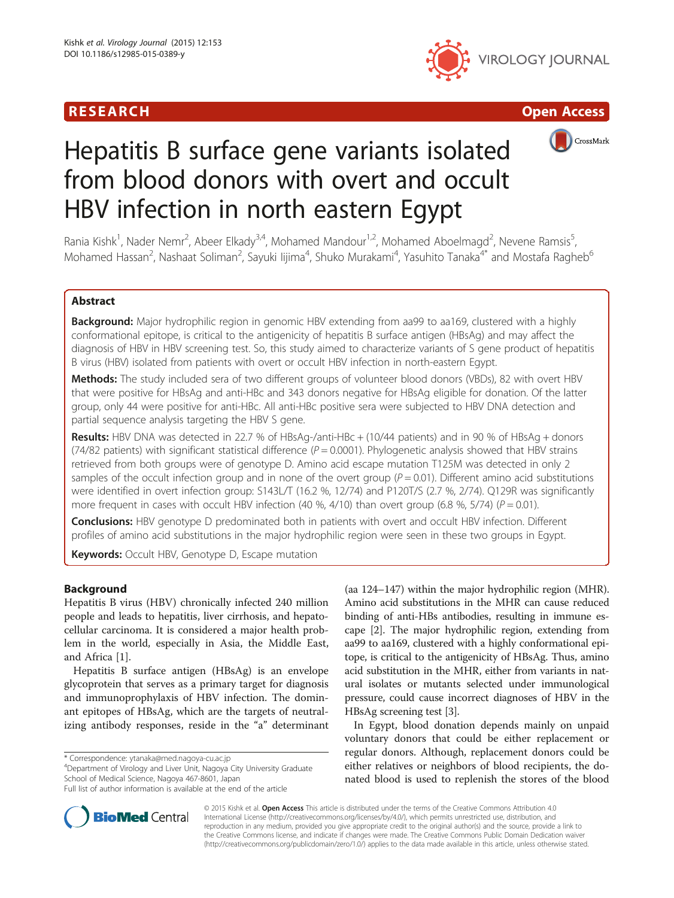**RESEARCH** **Open Access**

# Hepatitis B surface gene variants isolated from blood donors with overt and occult HBV infection in north eastern Egypt

Rania Kishk[1], Nader Nemr[2], Abeer Elkady[3,4], Mohamed Mandour[1,2], Mohamed Aboelmagd[2], Nevene Ramsis[5], Mohamed Hassan[2], Nashaat Soliman[2], Sayuki Iijima[4], Shuko Murakami[4], Yasuhito Tanaka[4*] and Mostafa Ragheb[6]

## Abstract

**Background:** Major hydrophilic region in genomic HBV extending from aa99 to aa169, clustered with a highly conformational epitope, is critical to the antigenicity of hepatitis B surface antigen (HBsAg) and may affect the diagnosis of HBV in HBV screening test. So, this study aimed to characterize variants of S gene product of hepatitis B virus (HBV) isolated from patients with overt or occult HBV infection in north-eastern Egypt.

**Methods:** The study included sera of two different groups of volunteer blood donors (VBDs), 82 with overt HBV that were positive for HBsAg and anti-HBc and 343 donors negative for HBsAg eligible for donation. Of the latter group, only 44 were positive for anti-HBc. All anti-HBc positive sera were subjected to HBV DNA detection and partial sequence analysis targeting the HBV S gene.

**Results:** HBV DNA was detected in 22.7 % of HBsAg-/anti-HBc + (10/44 patients) and in 90 % of HBsAg + donors (74/82 patients) with significant statistical difference ($P = 0.0001$). Phylogenetic analysis showed that HBV strains retrieved from both groups were of genotype D. Amino acid escape mutation T125M was detected in only 2 samples of the occult infection group and in none of the overt group ($P = 0.01$). Different amino acid substitutions were identified in overt infection group: S143L/T (16.2 %, 12/74) and P120T/S (2.7 %, 2/74). Q129R was significantly more frequent in cases with occult HBV infection (40 %, 4/10) than overt group (6.8 %, 5/74) ($P = 0.01$).

**Conclusions:** HBV genotype D predominated both in patients with overt and occult HBV infection. Different profiles of amino acid substitutions in the major hydrophilic region were seen in these two groups in Egypt.

**Keywords:** Occult HBV, Genotype D, Escape mutation

## Background

Hepatitis B virus (HBV) chronically infected 240 million people and leads to hepatitis, liver cirrhosis, and hepatocellular carcinoma. It is considered a major health problem in the world, especially in Asia, the Middle East, and Africa [1].

Hepatitis B surface antigen (HBsAg) is an envelope glycoprotein that serves as a primary target for diagnosis and immunoprophylaxis of HBV infection. The dominant epitopes of HBsAg, which are the targets of neutralizing antibody responses, reside in the "a" determinant (aa 124–147) within the major hydrophilic region (MHR). Amino acid substitutions in the MHR can cause reduced binding of anti-HBs antibodies, resulting in immune escape [2]. The major hydrophilic region, extending from aa99 to aa169, clustered with a highly conformational epitope, is critical to the antigenicity of HBsAg. Thus, amino acid substitution in the MHR, either from variants in natural isolates or mutants selected under immunological pressure, could cause incorrect diagnoses of HBV in the HBsAg screening test [3].

In Egypt, blood donation depends mainly on unpaid voluntary donors that could be either replacement or regular donors. Although, replacement donors could be either relatives or neighbors of blood recipients, the donated blood is used to replenish the stores of the blood

\* Correspondence: ytanaka@med.nagoya-cu.ac.jp
[4]Department of Virology and Liver Unit, Nagoya City University Graduate School of Medical Science, Nagoya 467-8601, Japan
Full list of author information is available at the end of the article

© 2015 Kishk et al. **Open Access** This article is distributed under the terms of the Creative Commons Attribution 4.0 International License (http://creativecommons.org/licenses/by/4.0/), which permits unrestricted use, distribution, and reproduction in any medium, provided you give appropriate credit to the original author(s) and the source, provide a link to the Creative Commons license, and indicate if changes were made. The Creative Commons Public Domain Dedication waiver (http://creativecommons.org/publicdomain/zero/1.0/) applies to the data made available in this article, unless otherwise stated.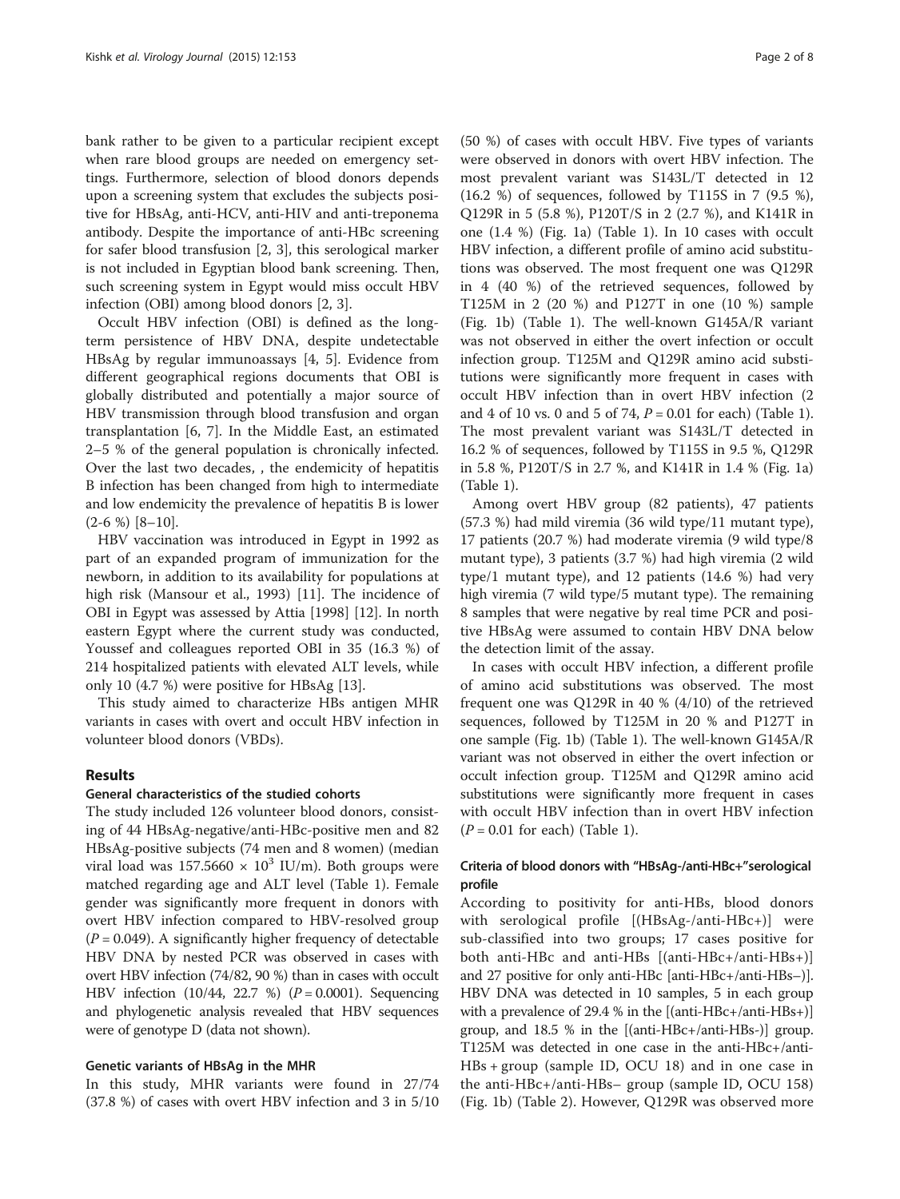bank rather to be given to a particular recipient except when rare blood groups are needed on emergency settings. Furthermore, selection of blood donors depends upon a screening system that excludes the subjects positive for HBsAg, anti-HCV, anti-HIV and anti-treponema antibody. Despite the importance of anti-HBc screening for safer blood transfusion [2, 3], this serological marker is not included in Egyptian blood bank screening. Then, such screening system in Egypt would miss occult HBV infection (OBI) among blood donors [2, 3].

Occult HBV infection (OBI) is defined as the long-term persistence of HBV DNA, despite undetectable HBsAg by regular immunoassays [4, 5]. Evidence from different geographical regions documents that OBI is globally distributed and potentially a major source of HBV transmission through blood transfusion and organ transplantation [6, 7]. In the Middle East, an estimated 2–5 % of the general population is chronically infected. Over the last two decades, , the endemicity of hepatitis B infection has been changed from high to intermediate and low endemicity the prevalence of hepatitis B is lower (2-6 %) [8–10].

HBV vaccination was introduced in Egypt in 1992 as part of an expanded program of immunization for the newborn, in addition to its availability for populations at high risk (Mansour et al., 1993) [11]. The incidence of OBI in Egypt was assessed by Attia [1998] [12]. In north eastern Egypt where the current study was conducted, Youssef and colleagues reported OBI in 35 (16.3 %) of 214 hospitalized patients with elevated ALT levels, while only 10 (4.7 %) were positive for HBsAg [13].

This study aimed to characterize HBs antigen MHR variants in cases with overt and occult HBV infection in volunteer blood donors (VBDs).

## Results

### General characteristics of the studied cohorts

The study included 126 volunteer blood donors, consisting of 44 HBsAg-negative/anti-HBc-positive men and 82 HBsAg-positive subjects (74 men and 8 women) (median viral load was $157.5660 \times 10^3$ IU/m). Both groups were matched regarding age and ALT level (Table 1). Female gender was significantly more frequent in donors with overt HBV infection compared to HBV-resolved group ($P = 0.049$). A significantly higher frequency of detectable HBV DNA by nested PCR was observed in cases with overt HBV infection (74/82, 90 %) than in cases with occult HBV infection (10/44, 22.7 %) ($P = 0.0001$). Sequencing and phylogenetic analysis revealed that HBV sequences were of genotype D (data not shown).

### Genetic variants of HBsAg in the MHR

In this study, MHR variants were found in 27/74 (37.8 %) of cases with overt HBV infection and 3 in 5/10 (50 %) of cases with occult HBV. Five types of variants were observed in donors with overt HBV infection. The most prevalent variant was S143L/T detected in 12 (16.2 %) of sequences, followed by T115S in 7 (9.5 %), Q129R in 5 (5.8 %), P120T/S in 2 (2.7 %), and K141R in one (1.4 %) (Fig. 1a) (Table 1). In 10 cases with occult HBV infection, a different profile of amino acid substitutions was observed. The most frequent one was Q129R in 4 (40 %) of the retrieved sequences, followed by T125M in 2 (20 %) and P127T in one (10 %) sample (Fig. 1b) (Table 1). The well-known G145A/R variant was not observed in either the overt infection or occult infection group. T125M and Q129R amino acid substitutions were significantly more frequent in cases with occult HBV infection than in overt HBV infection (2 and 4 of 10 vs. 0 and 5 of 74, $P = 0.01$ for each) (Table 1). The most prevalent variant was S143L/T detected in 16.2 % of sequences, followed by T115S in 9.5 %, Q129R in 5.8 %, P120T/S in 2.7 %, and K141R in 1.4 % (Fig. 1a) (Table 1).

Among overt HBV group (82 patients), 47 patients (57.3 %) had mild viremia (36 wild type/11 mutant type), 17 patients (20.7 %) had moderate viremia (9 wild type/8 mutant type), 3 patients (3.7 %) had high viremia (2 wild type/1 mutant type), and 12 patients (14.6 %) had very high viremia (7 wild type/5 mutant type). The remaining 8 samples that were negative by real time PCR and positive HBsAg were assumed to contain HBV DNA below the detection limit of the assay.

In cases with occult HBV infection, a different profile of amino acid substitutions was observed. The most frequent one was Q129R in 40 % (4/10) of the retrieved sequences, followed by T125M in 20 % and P127T in one sample (Fig. 1b) (Table 1). The well-known G145A/R variant was not observed in either the overt infection or occult infection group. T125M and Q129R amino acid substitutions were significantly more frequent in cases with occult HBV infection than in overt HBV infection ($P = 0.01$ for each) (Table 1).

### Criteria of blood donors with "HBsAg-/anti-HBc+" serological profile

According to positivity for anti-HBs, blood donors with serological profile [(HBsAg-/anti-HBc+)] were sub-classified into two groups; 17 cases positive for both anti-HBc and anti-HBs [(anti-HBc+/anti-HBs+)] and 27 positive for only anti-HBc [anti-HBc+/anti-HBs–)]. HBV DNA was detected in 10 samples, 5 in each group with a prevalence of 29.4 % in the [(anti-HBc+/anti-HBs+)] group, and 18.5 % in the [(anti-HBc+/anti-HBs-)] group. T125M was detected in one case in the anti-HBc+/anti-HBs + group (sample ID, OCU 18) and in one case in the anti-HBc+/anti-HBs– group (sample ID, OCU 158) (Fig. 1b) (Table 2). However, Q129R was observed more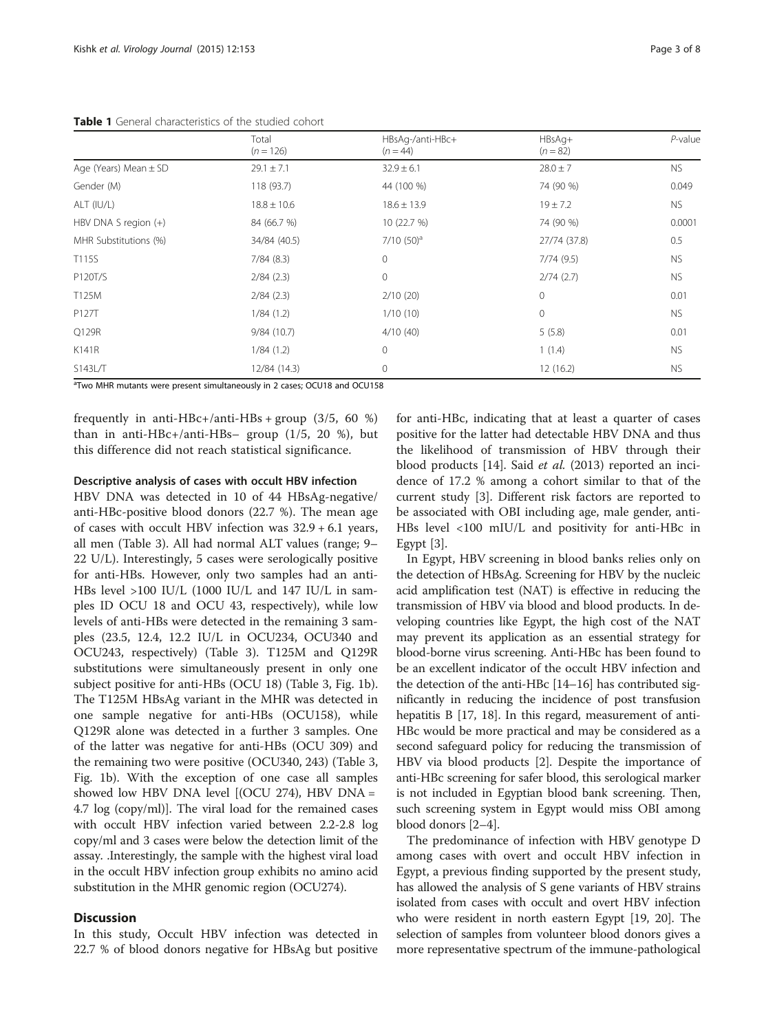**Table 1** General characteristics of the studied cohort

| | Total (*n* = 126) | HBsAg-/anti-HBc+ (*n* = 44) | HBsAg+ (*n* = 82) | *P*-value |
|---|---|---|---|---|
| Age (Years) Mean ± SD | 29.1 ± 7.1 | 32.9 ± 6.1 | 28.0 ± 7 | NS |
| Gender (M) | 118 (93.7) | 44 (100 %) | 74 (90 %) | 0.049 |
| ALT (IU/L) | 18.8 ± 10.6 | 18.6 ± 13.9 | 19 ± 7.2 | NS |
| HBV DNA S region (+) | 84 (66.7 %) | 10 (22.7 %) | 74 (90 %) | 0.0001 |
| MHR Substitutions (%) | 34/84 (40.5) | 7/10 (50)[a] | 27/74 (37.8) | 0.5 |
| T115S | 7/84 (8.3) | 0 | 7/74 (9.5) | NS |
| P120T/S | 2/84 (2.3) | 0 | 2/74 (2.7) | NS |
| T125M | 2/84 (2.3) | 2/10 (20) | 0 | 0.01 |
| P127T | 1/84 (1.2) | 1/10 (10) | 0 | NS |
| Q129R | 9/84 (10.7) | 4/10 (40) | 5 (5.8) | 0.01 |
| K141R | 1/84 (1.2) | 0 | 1 (1.4) | NS |
| S143L/T | 12/84 (14.3) | 0 | 12 (16.2) | NS |

[a]Two MHR mutants were present simultaneously in 2 cases; OCU18 and OCU158

frequently in anti-HBc+/anti-HBs + group (3/5, 60 %) than in anti-HBc+/anti-HBs− group (1/5, 20 %), but this difference did not reach statistical significance.

### Descriptive analysis of cases with occult HBV infection

HBV DNA was detected in 10 of 44 HBsAg-negative/anti-HBc-positive blood donors (22.7 %). The mean age of cases with occult HBV infection was 32.9 + 6.1 years, all men (Table 3). All had normal ALT values (range; 9–22 U/L). Interestingly, 5 cases were serologically positive for anti-HBs. However, only two samples had an anti-HBs level >100 IU/L (1000 IU/L and 147 IU/L in samples ID OCU 18 and OCU 43, respectively), while low levels of anti-HBs were detected in the remaining 3 samples (23.5, 12.4, 12.2 IU/L in OCU234, OCU340 and OCU243, respectively) (Table 3). T125M and Q129R substitutions were simultaneously present in only one subject positive for anti-HBs (OCU 18) (Table 3, Fig. 1b). The T125M HBsAg variant in the MHR was detected in one sample negative for anti-HBs (OCU158), while Q129R alone was detected in a further 3 samples. One of the latter was negative for anti-HBs (OCU 309) and the remaining two were positive (OCU340, 243) (Table 3, Fig. 1b). With the exception of one case all samples showed low HBV DNA level [(OCU 274), HBV DNA = 4.7 log (copy/ml)]. The viral load for the remained cases with occult HBV infection varied between 2.2-2.8 log copy/ml and 3 cases were below the detection limit of the assay. .Interestingly, the sample with the highest viral load in the occult HBV infection group exhibits no amino acid substitution in the MHR genomic region (OCU274).

## Discussion

In this study, Occult HBV infection was detected in 22.7 % of blood donors negative for HBsAg but positive for anti-HBc, indicating that at least a quarter of cases positive for the latter had detectable HBV DNA and thus the likelihood of transmission of HBV through their blood products [14]. Said *et al.* (2013) reported an incidence of 17.2 % among a cohort similar to that of the current study [3]. Different risk factors are reported to be associated with OBI including age, male gender, anti-HBs level <100 mIU/L and positivity for anti-HBc in Egypt [3].

In Egypt, HBV screening in blood banks relies only on the detection of HBsAg. Screening for HBV by the nucleic acid amplification test (NAT) is effective in reducing the transmission of HBV via blood and blood products. In developing countries like Egypt, the high cost of the NAT may prevent its application as an essential strategy for blood-borne virus screening. Anti-HBc has been found to be an excellent indicator of the occult HBV infection and the detection of the anti-HBc [14–16] has contributed significantly in reducing the incidence of post transfusion hepatitis B [17, 18]. In this regard, measurement of anti-HBc would be more practical and may be considered as a second safeguard policy for reducing the transmission of HBV via blood products [2]. Despite the importance of anti-HBc screening for safer blood, this serological marker is not included in Egyptian blood bank screening. Then, such screening system in Egypt would miss OBI among blood donors [2–4].

The predominance of infection with HBV genotype D among cases with overt and occult HBV infection in Egypt, a previous finding supported by the present study, has allowed the analysis of S gene variants of HBV strains isolated from cases with occult and overt HBV infection who were resident in north eastern Egypt [19, 20]. The selection of samples from volunteer blood donors gives a more representative spectrum of the immune-pathological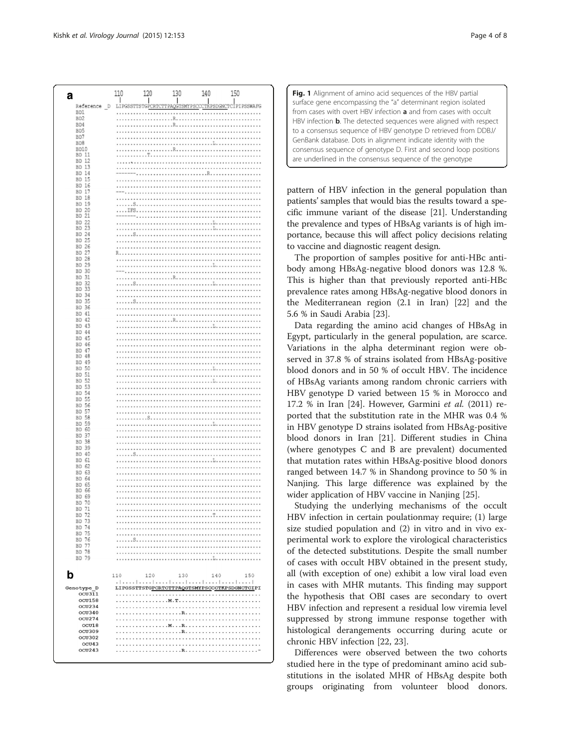**Fig. 1** Alignment of amino acid sequences of the HBV partial surface gene encompassing the "a" determinant region isolated from cases with overt HBV infection **a** and from cases with occult HBV infection **b**. The detected sequences were aligned with respect to a consensus sequence of HBV genotype D retrieved from DDBJ/GenBank database. Dots in alignment indicate identity with the consensus sequence of genotype D. First and second loop positions are underlined in the consensus sequence of the genotype

pattern of HBV infection in the general population than patients' samples that would bias the results toward a specific immune variant of the disease [21]. Understanding the prevalence and types of HBsAg variants is of high importance, because this will affect policy decisions relating to vaccine and diagnostic reagent design.

The proportion of samples positive for anti-HBc antibody among HBsAg-negative blood donors was 12.8 %. This is higher than that previously reported anti-HBc prevalence rates among HBsAg-negative blood donors in the Mediterranean region (2.1 in Iran) [22] and the 5.6 % in Saudi Arabia [23].

Data regarding the amino acid changes of HBsAg in Egypt, particularly in the general population, are scarce. Variations in the alpha determinant region were observed in 37.8 % of strains isolated from HBsAg-positive blood donors and in 50 % of occult HBV. The incidence of HBsAg variants among random chronic carriers with HBV genotype D varied between 15 % in Morocco and 17.2 % in Iran [24]. However, Garmini *et al.* (2011) reported that the substitution rate in the MHR was 0.4 % in HBV genotype D strains isolated from HBsAg-positive blood donors in Iran [21]. Different studies in China (where genotypes C and B are prevalent) documented that mutation rates within HBsAg-positive blood donors ranged between 14.7 % in Shandong province to 50 % in Nanjing. This large difference was explained by the wider application of HBV vaccine in Nanjing [25].

Studying the underlying mechanisms of the occult HBV infection in certain poulationmay require; (1) large size studied population and (2) in vitro and in vivo experimental work to explore the virological characteristics of the detected substitutions. Despite the small number of cases with occult HBV obtained in the present study, all (with exception of one) exhibit a low viral load even in cases with MHR mutants. This finding may support the hypothesis that OBI cases are secondary to overt HBV infection and represent a residual low viremia level suppressed by strong immune response together with histological derangements occurring during acute or chronic HBV infection [22, 23].

Differences were observed between the two cohorts studied here in the type of predominant amino acid substitutions in the isolated MHR of HBsAg despite both groups originating from volunteer blood donors.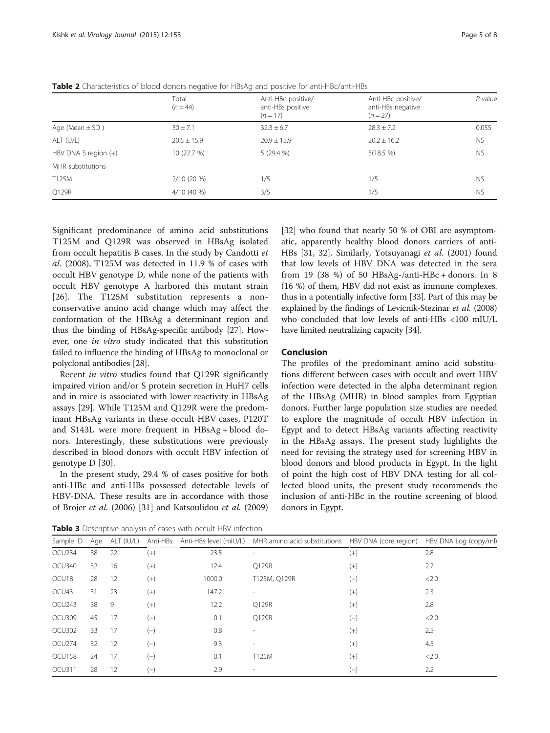**Table 2** Characteristics of blood donors negative for HBsAg and positive for anti-HBc/anti-HBs

| | Total ($n = 44$) | Anti-HBc positive/ anti-HBs positive ($n = 17$) | Anti-HBc positive/ anti-HBs negative ($n = 27$) | *P*-value |
|---|---|---|---|---|
| Age (Mean ± SD ) | 30 ± 7.1 | 32.3 ± 6.7 | 28.3 ± 7.2 | 0.055 |
| ALT (U/L) | 20.5 ± 15.9 | 20.9 ± 15.9 | 20.2 ± 16.2 | NS |
| HBV DNA S region (+) | 10 (22.7 %) | 5 (29.4 %) | 5(18.5 %) | NS |
| MHR substitutions | | | | |
| T125M | 2/10 (20 %) | 1/5 | 1/5 | NS |
| Q129R | 4/10 (40 %) | 3/5 | 1/5 | NS |

Significant predominance of amino acid substitutions T125M and Q129R was observed in HBsAg isolated from occult hepatitis B cases. In the study by Candotti *et al.* (2008), T125M was detected in 11.9 % of cases with occult HBV genotype D, while none of the patients with occult HBV genotype A harbored this mutant strain [26]. The T125M substitution represents a non-conservative amino acid change which may affect the conformation of the HBsAg a determinant region and thus the binding of HBsAg-specific antibody [27]. However, one *in vitro* study indicated that this substitution failed to influence the binding of HBsAg to monoclonal or polyclonal antibodies [28].

Recent *in vitro* studies found that Q129R significantly impaired virion and/or S protein secretion in HuH7 cells and in mice is associated with lower reactivity in HBsAg assays [29]. While T125M and Q129R were the predominant HBsAg variants in these occult HBV cases, P120T and S143L were more frequent in HBsAg + blood donors. Interestingly, these substitutions were previously described in blood donors with occult HBV infection of genotype D [30].

In the present study, 29.4 % of cases positive for both anti-HBc and anti-HBs possessed detectable levels of HBV-DNA. These results are in accordance with those of Brojer *et al.* (2006) [31] and Katsoulidou *et al.* (2009) [32] who found that nearly 50 % of OBI are asymptomatic, apparently healthy blood donors carriers of anti-HBs [31, 32]. Similarly, Yotsuyanagi *et al.* (2001) found that low levels of HBV DNA was detected in the sera from 19 (38 %) of 50 HBsAg-/anti-HBc + donors. In 8 (16 %) of them, HBV did not exist as immune complexes. thus in a potentially infective form [33]. Part of this may be explained by the findings of Levicnik-Stezinar *et al.* (2008) who concluded that low levels of anti-HBs <100 mIU/L have limited neutralizing capacity [34].

## Conclusion

The profiles of the predominant amino acid substitutions different between cases with occult and overt HBV infection were detected in the alpha determinant region of the HBsAg (MHR) in blood samples from Egyptian donors. Further large population size studies are needed to explore the magnitude of occult HBV infection in Egypt and to detect HBsAg variants affecting reactivity in the HBsAg assays. The present study highlights the need for revising the strategy used for screening HBV in blood donors and blood products in Egypt. In the light of point the high cost of HBV DNA testing for all collected blood units, the present study recommends the inclusion of anti-HBc in the routine screening of blood donors in Egypt.

**Table 3** Descriptive analysis of cases with occult HBV infection

| Sample ID | Age | ALT (IU/L) | Anti-HBs | Anti-HBs level (mIU/L) | MHR amino acid substitutions | HBV DNA (core region) | HBV DNA Log (copy/ml) |
|---|---|---|---|---|---|---|---|
| OCU234 | 38 | 22 | (+) | 23.5 | - | (+) | 2.8 |
| OCU340 | 32 | 16 | (+) | 12.4 | Q129R | (+) | 2.7 |
| OCU18 | 28 | 12 | (+) | 1000.0 | T125M, Q129R | (−) | <2.0 |
| OCU43 | 31 | 23 | (+) | 147.2 | - | (+) | 2.3 |
| OCU243 | 38 | 9 | (+) | 12.2 | Q129R | (+) | 2.8 |
| OCU309 | 45 | 17 | (−) | 0.1 | Q129R | (−) | <2.0 |
| OCU302 | 33 | 17 | (−) | 0.8 | - | (+) | 2.5 |
| OCU274 | 32 | 12 | (−) | 9.3 | - | (+) | 4.5 |
| OCU158 | 24 | 17 | (−) | 0.1 | T125M | (+) | <2.0 |
| OCU311 | 28 | 12 | (−) | 2.9 | - | (−) | 2.2 |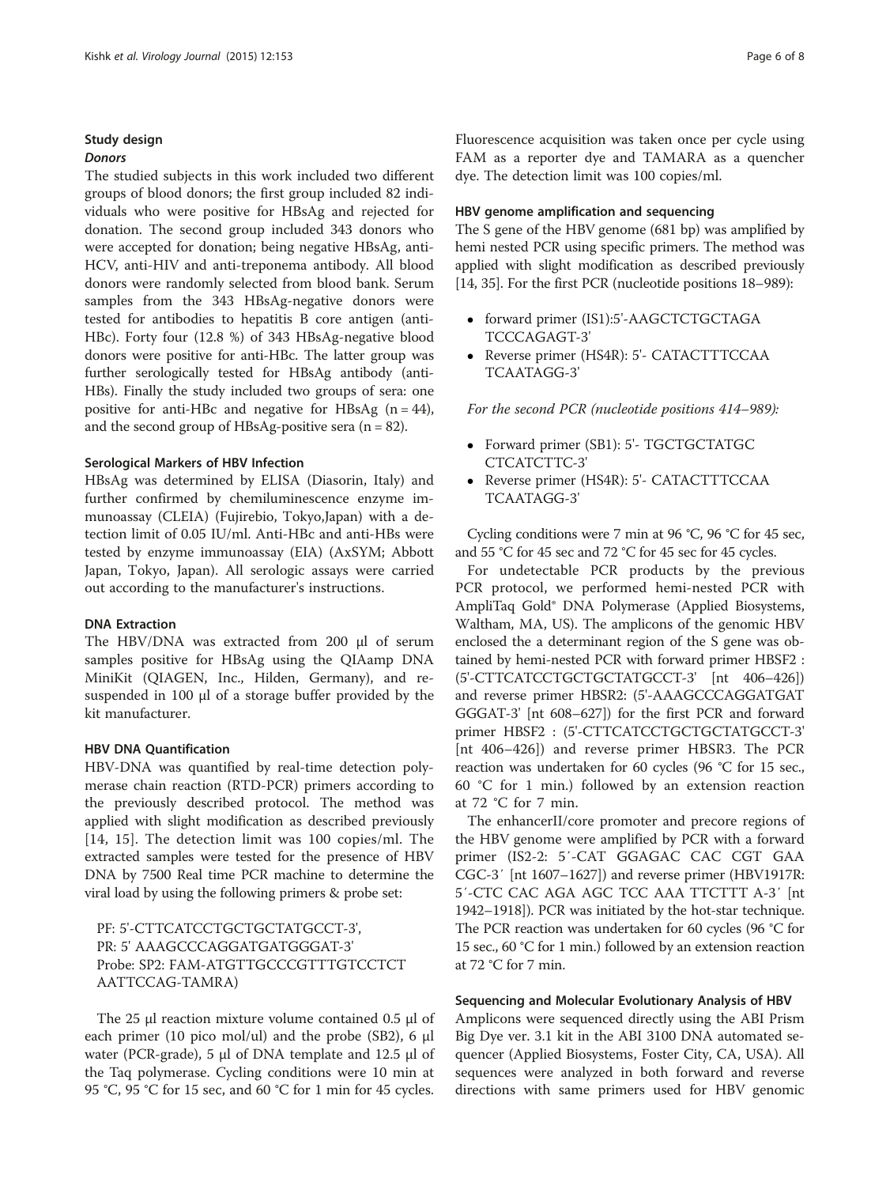## Study design

### *Donors*

The studied subjects in this work included two different groups of blood donors; the first group included 82 individuals who were positive for HBsAg and rejected for donation. The second group included 343 donors who were accepted for donation; being negative HBsAg, anti-HCV, anti-HIV and anti-treponema antibody. All blood donors were randomly selected from blood bank. Serum samples from the 343 HBsAg-negative donors were tested for antibodies to hepatitis B core antigen (anti-HBc). Forty four (12.8 %) of 343 HBsAg-negative blood donors were positive for anti-HBc. The latter group was further serologically tested for HBsAg antibody (anti-HBs). Finally the study included two groups of sera: one positive for anti-HBc and negative for HBsAg (n = 44), and the second group of HBsAg-positive sera (n = 82).

#### Serological Markers of HBV Infection

HBsAg was determined by ELISA (Diasorin, Italy) and further confirmed by chemiluminescence enzyme immunoassay (CLEIA) (Fujirebio, Tokyo,Japan) with a detection limit of 0.05 IU/ml. Anti-HBc and anti-HBs were tested by enzyme immunoassay (EIA) (AxSYM; Abbott Japan, Tokyo, Japan). All serologic assays were carried out according to the manufacturer's instructions.

#### DNA Extraction

The HBV/DNA was extracted from 200 μl of serum samples positive for HBsAg using the QIAamp DNA MiniKit (QIAGEN, Inc., Hilden, Germany), and resuspended in 100 μl of a storage buffer provided by the kit manufacturer.

#### HBV DNA Quantification

HBV-DNA was quantified by real-time detection polymerase chain reaction (RTD-PCR) primers according to the previously described protocol. The method was applied with slight modification as described previously [14, 15]. The detection limit was 100 copies/ml. The extracted samples were tested for the presence of HBV DNA by 7500 Real time PCR machine to determine the viral load by using the following primers & probe set:

PF: 5'-CTTCATCCTGCTGCTATGCCT-3',
PR: 5' AAAGCCCAGGATGATGGGAT-3'
Probe: SP2: FAM-ATGTTGCCCGTTTGTCCTCT AATTCCAG-TAMRA)

The 25 μl reaction mixture volume contained 0.5 μl of each primer (10 pico mol/ul) and the probe (SB2), 6 μl water (PCR-grade), 5 μl of DNA template and 12.5 μl of the Taq polymerase. Cycling conditions were 10 min at 95 °C, 95 °C for 15 sec, and 60 °C for 1 min for 45 cycles. Fluorescence acquisition was taken once per cycle using FAM as a reporter dye and TAMARA as a quencher dye. The detection limit was 100 copies/ml.

#### HBV genome amplification and sequencing

The S gene of the HBV genome (681 bp) was amplified by hemi nested PCR using specific primers. The method was applied with slight modification as described previously [14, 35]. For the first PCR (nucleotide positions 18–989):

- forward primer (IS1):5'-AAGCTCTGCTAGA TCCCAGAGT-3'
- Reverse primer (HS4R): 5'- CATACTTTCCAA TCAATAGG-3'

*For the second PCR (nucleotide positions 414–989):*

- Forward primer (SB1): 5'- TGCTGCTATGC CTCATCTTC-3'
- Reverse primer (HS4R): 5'- CATACTTTCCAA TCAATAGG-3'

Cycling conditions were 7 min at 96 °C, 96 °C for 45 sec, and 55 °C for 45 sec and 72 °C for 45 sec for 45 cycles.

For undetectable PCR products by the previous PCR protocol, we performed hemi-nested PCR with AmpliTaq Gold® DNA Polymerase (Applied Biosystems, Waltham, MA, US). The amplicons of the genomic HBV enclosed the a determinant region of the S gene was obtained by hemi-nested PCR with forward primer HBSF2 : (5'-CTTCATCCTGCTGCTATGCCT-3' [nt 406–426]) and reverse primer HBSR2: (5'-AAAGCCCAGGATGAT GGGAT-3' [nt 608–627]) for the first PCR and forward primer HBSF2 : (5'-CTTCATCCTGCTGCTATGCCT-3' [nt 406–426]) and reverse primer HBSR3. The PCR reaction was undertaken for 60 cycles (96 °C for 15 sec., 60 °C for 1 min.) followed by an extension reaction at 72 °C for 7 min.

The enhancerII/core promoter and precore regions of the HBV genome were amplified by PCR with a forward primer (IS2-2: 5′-CAT GGAGAC CAC CGT GAA CGC-3′ [nt 1607–1627]) and reverse primer (HBV1917R: 5′-CTC CAC AGA AGC TCC AAA TTCTTT A-3′ [nt 1942–1918]). PCR was initiated by the hot-star technique. The PCR reaction was undertaken for 60 cycles (96 °C for 15 sec., 60 °C for 1 min.) followed by an extension reaction at 72 °C for 7 min.

#### Sequencing and Molecular Evolutionary Analysis of HBV

Amplicons were sequenced directly using the ABI Prism Big Dye ver. 3.1 kit in the ABI 3100 DNA automated sequencer (Applied Biosystems, Foster City, CA, USA). All sequences were analyzed in both forward and reverse directions with same primers used for HBV genomic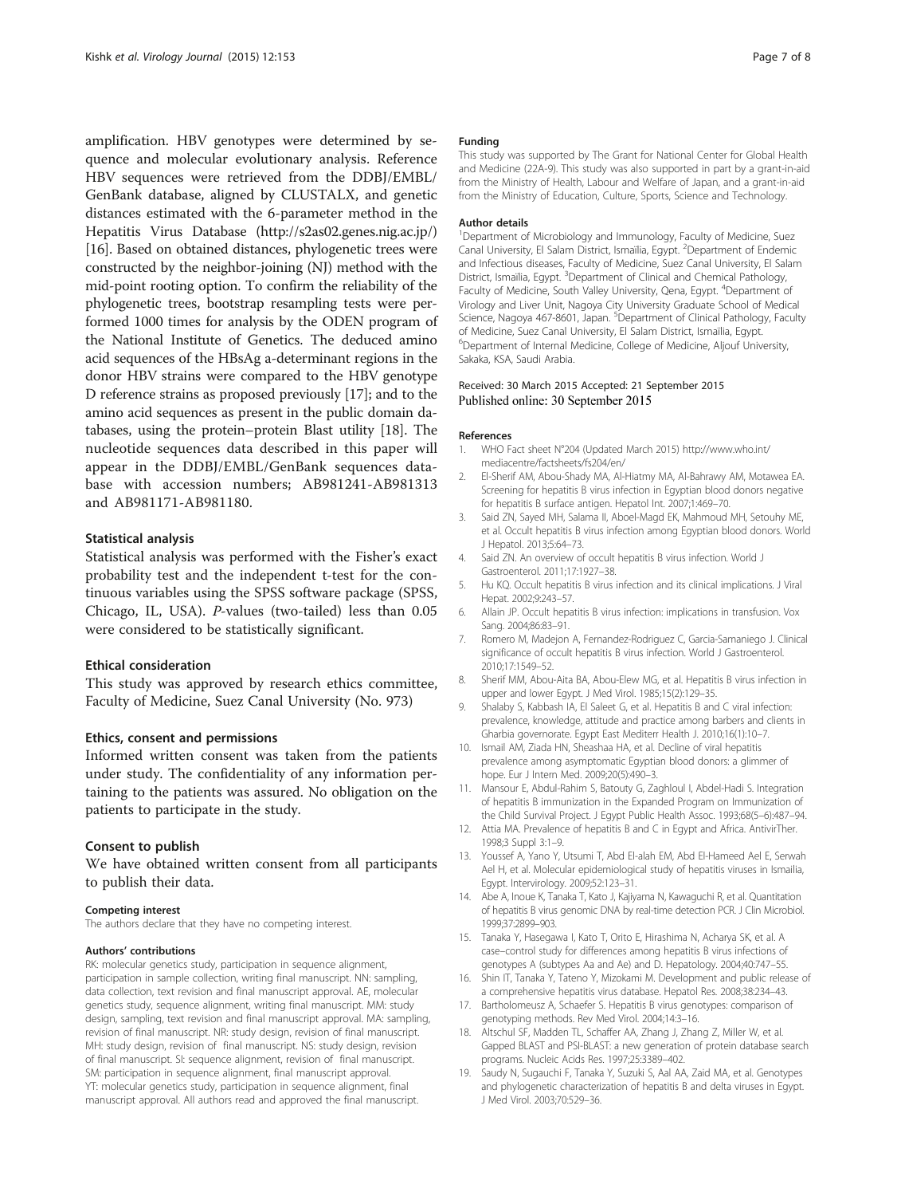amplification. HBV genotypes were determined by sequence and molecular evolutionary analysis. Reference HBV sequences were retrieved from the DDBJ/EMBL/GenBank database, aligned by CLUSTALX, and genetic distances estimated with the 6-parameter method in the Hepatitis Virus Database (http://s2as02.genes.nig.ac.jp/) [16]. Based on obtained distances, phylogenetic trees were constructed by the neighbor-joining (NJ) method with the mid-point rooting option. To confirm the reliability of the phylogenetic trees, bootstrap resampling tests were performed 1000 times for analysis by the ODEN program of the National Institute of Genetics. The deduced amino acid sequences of the HBsAg a-determinant regions in the donor HBV strains were compared to the HBV genotype D reference strains as proposed previously [17]; and to the amino acid sequences as present in the public domain databases, using the protein–protein Blast utility [18]. The nucleotide sequences data described in this paper will appear in the DDBJ/EMBL/GenBank sequences database with accession numbers; AB981241-AB981313 and AB981171-AB981180.

### Statistical analysis

Statistical analysis was performed with the Fisher's exact probability test and the independent t-test for the continuous variables using the SPSS software package (SPSS, Chicago, IL, USA). *P*-values (two-tailed) less than 0.05 were considered to be statistically significant.

### Ethical consideration

This study was approved by research ethics committee, Faculty of Medicine, Suez Canal University (No. 973)

### Ethics, consent and permissions

Informed written consent was taken from the patients under study. The confidentiality of any information pertaining to the patients was assured. No obligation on the patients to participate in the study.

### Consent to publish

We have obtained written consent from all participants to publish their data.

#### Competing interest

The authors declare that they have no competing interest.

#### Authors' contributions

RK: molecular genetics study, participation in sequence alignment, participation in sample collection, writing final manuscript. NN: sampling, data collection, text revision and final manuscript approval. AE, molecular genetics study, sequence alignment, writing final manuscript. MM: study design, sampling, text revision and final manuscript approval. MA: sampling, revision of final manuscript. NR: study design, revision of final manuscript. MH: study design, revision of final manuscript. NS: study design, revision of final manuscript. SI: sequence alignment, revision of final manuscript. SM: participation in sequence alignment, final manuscript approval. YT: molecular genetics study, participation in sequence alignment, final manuscript approval. All authors read and approved the final manuscript.

#### Funding

This study was supported by The Grant for National Center for Global Health and Medicine (22A-9). This study was also supported in part by a grant-in-aid from the Ministry of Health, Labour and Welfare of Japan, and a grant-in-aid from the Ministry of Education, Culture, Sports, Science and Technology.

#### Author details

[1]Department of Microbiology and Immunology, Faculty of Medicine, Suez Canal University, El Salam District, Ismaïlia, Egypt. [2]Department of Endemic and Infectious diseases, Faculty of Medicine, Suez Canal University, El Salam District, Ismaïlia, Egypt. [3]Department of Clinical and Chemical Pathology, Faculty of Medicine, South Valley University, Qena, Egypt. [4]Department of Virology and Liver Unit, Nagoya City University Graduate School of Medical Science, Nagoya 467-8601, Japan. [5]Department of Clinical Pathology, Faculty of Medicine, Suez Canal University, El Salam District, Ismaïlia, Egypt. [6]Department of Internal Medicine, College of Medicine, Aljouf University, Sakaka, KSA, Saudi Arabia.

Received: 30 March 2015 Accepted: 21 September 2015
Published online: 30 September 2015

#### References

1. WHO Fact sheet N°204 (Updated March 2015) http://www.who.int/mediacentre/factsheets/fs204/en/
2. El-Sherif AM, Abou-Shady MA, Al-Hiatmy MA, Al-Bahrawy AM, Motawea EA. Screening for hepatitis B virus infection in Egyptian blood donors negative for hepatitis B surface antigen. Hepatol Int. 2007;1:469–70.
3. Said ZN, Sayed MH, Salama II, Aboel-Magd EK, Mahmoud MH, Setouhy ME, et al. Occult hepatitis B virus infection among Egyptian blood donors. World J Hepatol. 2013;5:64–73.
4. Said ZN. An overview of occult hepatitis B virus infection. World J Gastroenterol. 2011;17:1927–38.
5. Hu KQ. Occult hepatitis B virus infection and its clinical implications. J Viral Hepat. 2002;9:243–57.
6. Allain JP. Occult hepatitis B virus infection: implications in transfusion. Vox Sang. 2004;86:83–91.
7. Romero M, Madejon A, Fernandez-Rodriguez C, Garcia-Samaniego J. Clinical significance of occult hepatitis B virus infection. World J Gastroenterol. 2010;17:1549–52.
8. Sherif MM, Abou-Aita BA, Abou-Elew MG, et al. Hepatitis B virus infection in upper and lower Egypt. J Med Virol. 1985;15(2):129–35.
9. Shalaby S, Kabbash IA, El Saleet G, et al. Hepatitis B and C viral infection: prevalence, knowledge, attitude and practice among barbers and clients in Gharbia governorate. Egypt East Mediterr Health J. 2010;16(1):10–7.
10. Ismail AM, Ziada HN, Sheashaa HA, et al. Decline of viral hepatitis prevalence among asymptomatic Egyptian blood donors: a glimmer of hope. Eur J Intern Med. 2009;20(5):490–3.
11. Mansour E, Abdul-Rahim S, Batouty G, Zaghloul I, Abdel-Hadi S. Integration of hepatitis B immunization in the Expanded Program on Immunization of the Child Survival Project. J Egypt Public Health Assoc. 1993;68(5–6):487–94.
12. Attia MA. Prevalence of hepatitis B and C in Egypt and Africa. AntivirTher. 1998;3 Suppl 3:1–9.
13. Youssef A, Yano Y, Utsumi T, Abd El-alah EM, Abd El-Hameed Ael E, Serwah Ael H, et al. Molecular epidemiological study of hepatitis viruses in Ismailia, Egypt. Intervirology. 2009;52:123–31.
14. Abe A, Inoue K, Tanaka T, Kato J, Kajiyama N, Kawaguchi R, et al. Quantitation of hepatitis B virus genomic DNA by real-time detection PCR. J Clin Microbiol. 1999;37:2899–903.
15. Tanaka Y, Hasegawa I, Kato T, Orito E, Hirashima N, Acharya SK, et al. A case–control study for differences among hepatitis B virus infections of genotypes A (subtypes Aa and Ae) and D. Hepatology. 2004;40:747–55.
16. Shin IT, Tanaka Y, Tateno Y, Mizokami M. Development and public release of a comprehensive hepatitis virus database. Hepatol Res. 2008;38:234–43.
17. Bartholomeusz A, Schaefer S. Hepatitis B virus genotypes: comparison of genotyping methods. Rev Med Virol. 2004;14:3–16.
18. Altschul SF, Madden TL, Schaffer AA, Zhang J, Zhang Z, Miller W, et al. Gapped BLAST and PSI-BLAST: a new generation of protein database search programs. Nucleic Acids Res. 1997;25:3389–402.
19. Saudy N, Sugauchi F, Tanaka Y, Suzuki S, Aal AA, Zaid MA, et al. Genotypes and phylogenetic characterization of hepatitis B and delta viruses in Egypt. J Med Virol. 2003;70:529–36.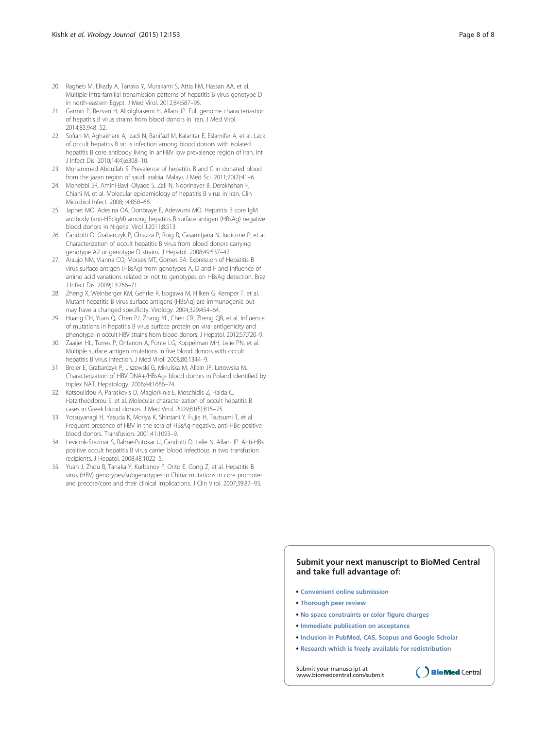20. Ragheb M, Elkady A, Tanaka Y, Murakami S, Attia FM, Hassan AA, et al. Multiple intra-familial transmission patterns of hepatitis B virus genotype D in north-eastern Egypt. J Med Virol. 2012;84:587–95.
21. Garmiri P, Rezvan H, Abolghasemi H, Allain JP. Full genome characterization of hepatitis B virus strains from blood donors in Iran. J Med Virol. 2014;83:948–52.
22. Sofian M, Aghakhani A, Izadi N, Banifazl M, Kalantar E, Eslamifar A, et al. Lack of occult hepatitis B virus infection among blood donors with isolated hepatitis B core antibody living in anHBV low prevalence region of Iran. Int J Infect Dis. 2010;14(4):e308–10.
23. Mohammed Abdullah S. Prevalence of hepatitis B and C in donated blood from the jazan region of saudi arabia. Malays J Med Sci. 2011;20(2):41–6.
24. Mohebbi SR, Amini-Bavil-Olyaee S, Zali N, Noorinayer B, Derakhshan F, Chiani M, et al. Molecular epidemiology of hepatitis B virus in Iran. Clin Microbiol Infect. 2008;14:858–66.
25. Japhet MO, Adesina OA, Donbraye E, Adewumi MO. Hepatitis B core IgM antibody (anti-HBcIgM) among hepatitis B surface antigen (HBsAg) negative blood donors in Nigeria. Virol J.2011;8:513.
26. Candotti D, Grabarczyk P, Ghiazza P, Roig R, Casamitjana N, Iudicone P, et al. Characterization of occult hepatitis B virus from blood donors carrying genotype A2 or genotype D strains. J Hepatol. 2008;49:537–47.
27. Araujo NM, Vianna CO, Moraes MT, Gomes SA. Expression of Hepatitis B virus surface antigen (HBsAg) from genotypes A, D and F and influence of amino acid variations related or not to genotypes on HBsAg detection. Braz J Infect Dis. 2009;13:266–71.
28. Zheng X, Weinberger KM, Gehrke R, Isogawa M, Hilken G, Kemper T, et al. Mutant hepatitis B virus surface antigens (HBsAg) are immunogenic but may have a changed specificity. Virology. 2004;329:454–64.
29. Huang CH, Yuan Q, Chen PJ, Zhang YL, Chen CR, Zheng QB, et al. Influence of mutations in hepatitis B virus surface protein on viral antigenicity and phenotype in occult HBV strains from blood donors. J Hepatol. 2012;57:720–9.
30. Zaaijer HL, Torres P, Ontanon A, Ponte LG, Koppelman MH, Lelie PN, et al. Multiple surface antigen mutations in five blood donors with occult hepatitis B virus infection. J Med Virol. 2008;80:1344–9.
31. Brojer E, Grabarczyk P, Liszewski G, Mikulska M, Allain JP, Letowska M. Characterization of HBV DNA+/HBsAg- blood donors in Poland identified by triplex NAT. Hepatology. 2006;44:1666–74.
32. Katsoulidou A, Paraskevis D, Magiorkinis E, Moschidis Z, Haida C, Hatzitheodorou E, et al. Molecular characterization of occult hepatitis B cases in Greek blood donors. J Med Virol. 2009;81(5):815–25.
33. Yotsuyanagi H, Yasuda K, Moriya K, Shintani Y, Fujie H, Tsutsumi T, et al. Frequent presence of HBV in the sera of HBsAg-negative, anti-HBc-positive blood donors. Transfusion. 2001;41:1093–9.
34. Levicnik-Stezinar S, Rahne-Potokar U, Candotti D, Lelie N, Allain JP. Anti-HBs positive occult hepatitis B virus carrier blood infectious in two transfusion recipients. J Hepatol. 2008;48:1022–5.
35. Yuan J, Zhou B, Tanaka Y, Kurbanov F, Orito E, Gong Z, et al. Hepatitis B virus (HBV) genotypes/subgenotypes in China: mutations in core promoter and precore/core and their clinical implications. J Clin Virol. 2007;39:87–93.

**Submit your next manuscript to BioMed Central and take full advantage of:**

- **Convenient online submission**
- **Thorough peer review**
- **No space constraints or color figure charges**
- **Immediate publication on acceptance**
- **Inclusion in PubMed, CAS, Scopus and Google Scholar**
- **Research which is freely available for redistribution**

Submit your manuscript at
www.biomedcentral.com/submit

BioMed Central